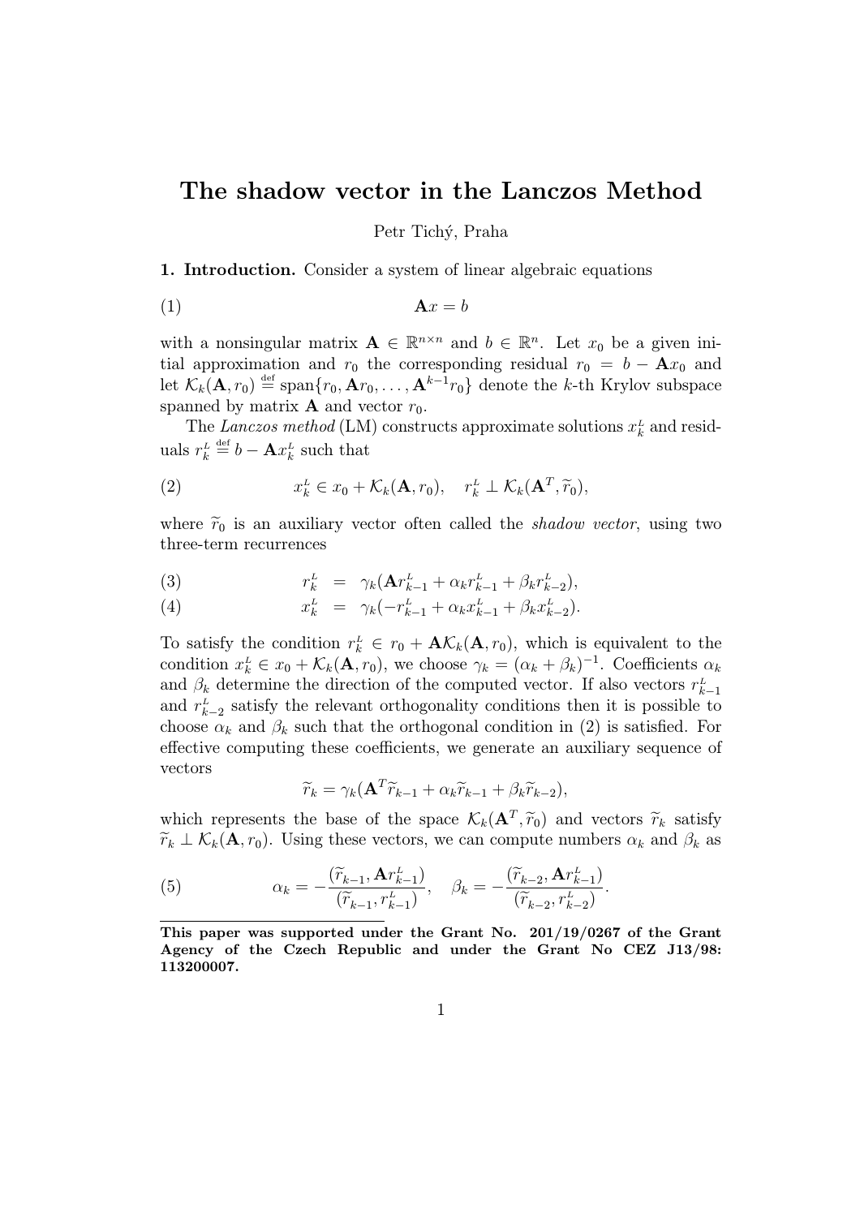# The shadow vector in the Lanczos Method

Petr Tichý, Praha

**1. Introduction.** Consider a system of linear algebraic equations

$$\mathbf{A}x = b \tag{1}$$

with a nonsingular matrix $\mathbf{A} \in \mathbb{R}^{n\times n}$ and $b \in \mathbb{R}^n$. Let $x_0$ be a given initial approximation and $r_0$ the corresponding residual $r_0 = b - \mathbf{A}x_0$ and let $\mathcal{K}_k(\mathbf{A}, r_0) \stackrel{\text{def}}{=} \text{span}\{r_0, \mathbf{A}r_0, \ldots, \mathbf{A}^{k-1}r_0\}$ denote the $k$-th Krylov subspace spanned by matrix $\mathbf{A}$ and vector $r_0$.

The *Lanczos method* (LM) constructs approximate solutions $x_k^L$ and residuals $r_k^L \stackrel{\text{def}}{=} b - \mathbf{A}x_k^L$ such that

$$x_k^L \in x_0 + \mathcal{K}_k(\mathbf{A}, r_0), \quad r_k^L \perp \mathcal{K}_k(\mathbf{A}^T, \widetilde{r}_0), \tag{2}$$

where $\widetilde{r}_0$ is an auxiliary vector often called the *shadow vector*, using two three-term recurrences

$$r_k^L = \gamma_k(\mathbf{A}r_{k-1}^L + \alpha_k r_{k-1}^L + \beta_k r_{k-2}^L), \tag{3}$$

$$x_k^L = \gamma_k(-r_{k-1}^L + \alpha_k x_{k-1}^L + \beta_k x_{k-2}^L). \tag{4}$$

To satisfy the condition $r_k^L \in r_0 + \mathbf{A}\mathcal{K}_k(\mathbf{A}, r_0)$, which is equivalent to the condition $x_k^L \in x_0 + \mathcal{K}_k(\mathbf{A}, r_0)$, we choose $\gamma_k = (\alpha_k + \beta_k)^{-1}$. Coefficients $\alpha_k$ and $\beta_k$ determine the direction of the computed vector. If also vectors $r_{k-1}^L$ and $r_{k-2}^L$ satisfy the relevant orthogonality conditions then it is possible to choose $\alpha_k$ and $\beta_k$ such that the orthogonal condition in (2) is satisfied. For effective computing these coefficients, we generate an auxiliary sequence of vectors

$$\widetilde{r}_k = \gamma_k(\mathbf{A}^T\widetilde{r}_{k-1} + \alpha_k\widetilde{r}_{k-1} + \beta_k\widetilde{r}_{k-2}),$$

which represents the base of the space $\mathcal{K}_k(\mathbf{A}^T, \widetilde{r}_0)$ and vectors $\widetilde{r}_k$ satisfy $\widetilde{r}_k \perp \mathcal{K}_k(\mathbf{A}, r_0)$. Using these vectors, we can compute numbers $\alpha_k$ and $\beta_k$ as

$$\alpha_k = -\frac{(\widetilde{r}_{k-1}, \mathbf{A}r_{k-1}^L)}{(\widetilde{r}_{k-1}, r_{k-1}^L)}, \quad \beta_k = -\frac{(\widetilde{r}_{k-2}, \mathbf{A}r_{k-1}^L)}{(\widetilde{r}_{k-2}, r_{k-2}^L)}. \tag{5}$$

**This paper was supported under the Grant No. 201/19/0267 of the Grant Agency of the Czech Republic and under the Grant No CEZ J13/98: 113200007.**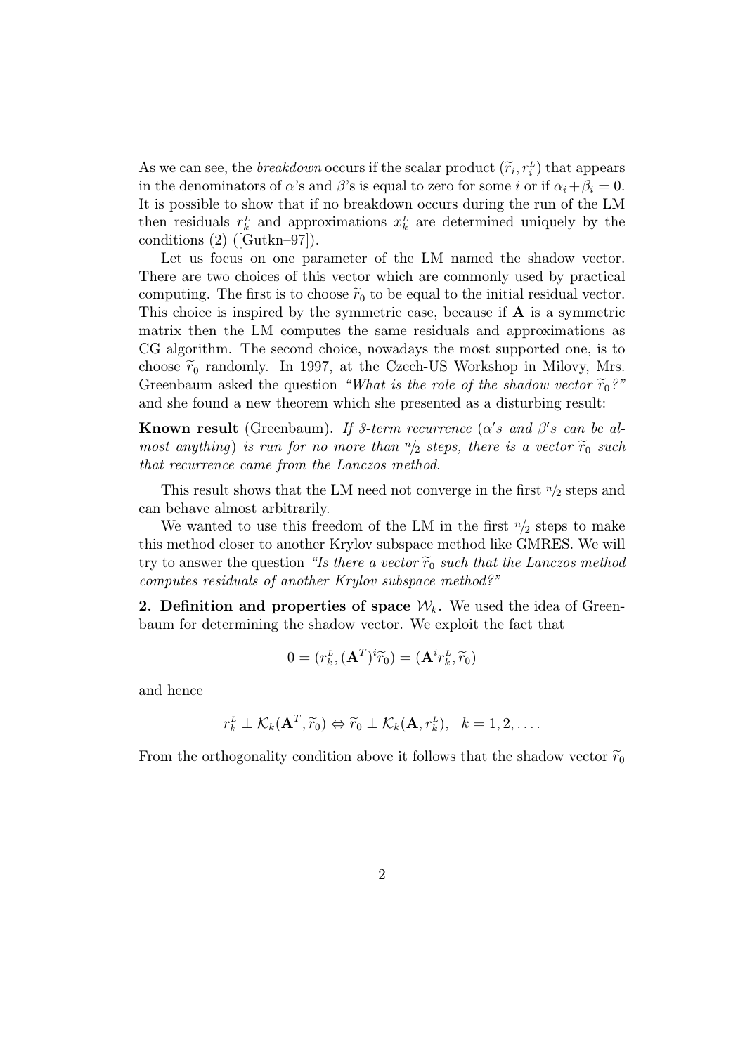As we can see, the *breakdown* occurs if the scalar product $(\widetilde{r}_i, r_i^L)$ that appears in the denominators of $\alpha$'s and $\beta$'s is equal to zero for some $i$ or if $\alpha_i + \beta_i = 0$. It is possible to show that if no breakdown occurs during the run of the LM then residuals $r_k^L$ and approximations $x_k^L$ are determined uniquely by the conditions (2) ([Gutkn–97]).

Let us focus on one parameter of the LM named the shadow vector. There are two choices of this vector which are commonly used by practical computing. The first is to choose $\widetilde{r}_0$ to be equal to the initial residual vector. This choice is inspired by the symmetric case, because if $\mathbf{A}$ is a symmetric matrix then the LM computes the same residuals and approximations as CG algorithm. The second choice, nowadays the most supported one, is to choose $\widetilde{r}_0$ randomly. In 1997, at the Czech-US Workshop in Milovy, Mrs. Greenbaum asked the question *"What is the role of the shadow vector $\widetilde{r}_0$?"* and she found a new theorem which she presented as a disturbing result:

**Known result** (Greenbaum). *If 3-term recurrence ($\alpha'$s and $\beta'$s can be almost anything) is run for no more than $n/2$ steps, there is a vector $\widetilde{r}_0$ such that recurrence came from the Lanczos method.*

This result shows that the LM need not converge in the first $n/2$ steps and can behave almost arbitrarily.

We wanted to use this freedom of the LM in the first $n/2$ steps to make this method closer to another Krylov subspace method like GMRES. We will try to answer the question *"Is there a vector $\widetilde{r}_0$ such that the Lanczos method computes residuals of another Krylov subspace method?"*

**2. Definition and properties of space $\mathcal{W}_k$.** We used the idea of Greenbaum for determining the shadow vector. We exploit the fact that

$$0 = (r_k^L, (\mathbf{A}^T)^i \widetilde{r}_0) = (\mathbf{A}^i r_k^L, \widetilde{r}_0)$$

and hence

$$r_k^L \perp \mathcal{K}_k(\mathbf{A}^T, \widetilde{r}_0) \Leftrightarrow \widetilde{r}_0 \perp \mathcal{K}_k(\mathbf{A}, r_k^L), \quad k = 1, 2, \ldots.$$

From the orthogonality condition above it follows that the shadow vector $\widetilde{r}_0$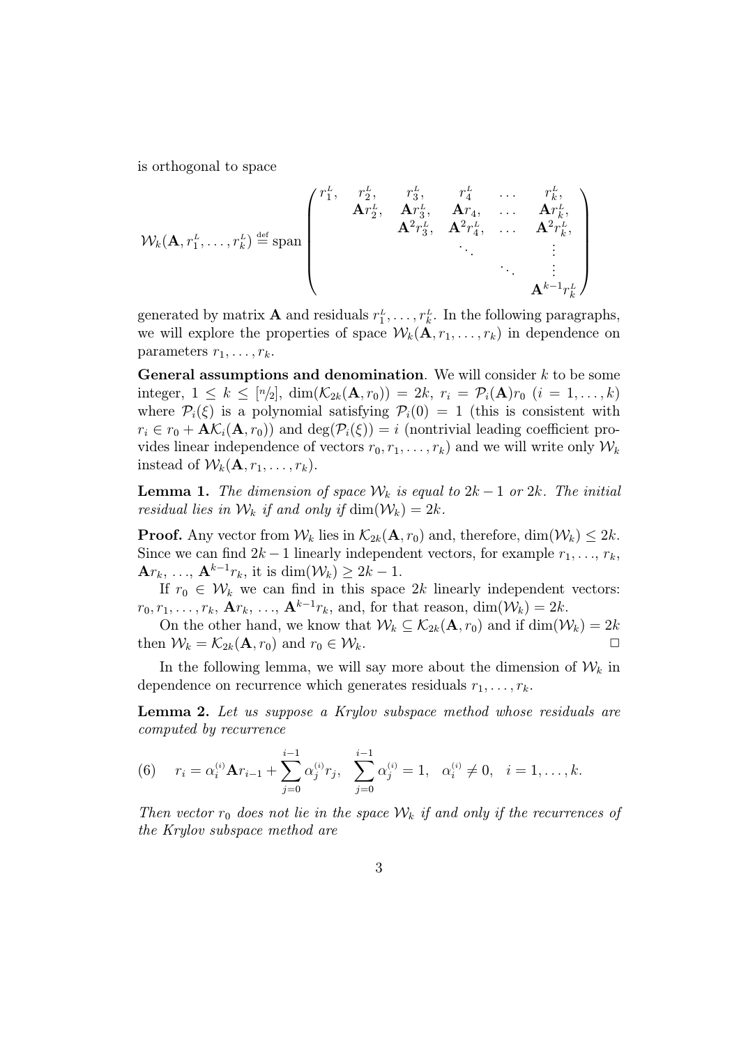is orthogonal to space

$$
\mathcal{W}_k(\mathbf{A}, r_1^L, \ldots, r_k^L) \stackrel{\text{def}}{=} \operatorname{span} \begin{pmatrix} r_1^L, & r_2^L, & r_3^L, & r_4^L & \ldots & r_k^L, \\ & \mathbf{A}r_2^L, & \mathbf{A}r_3^L, & \mathbf{A}r_4, & \ldots & \mathbf{A}r_k^L, \\ & & \mathbf{A}^2 r_3^L, & \mathbf{A}^2 r_4^L, & \ldots & \mathbf{A}^2 r_k^L, \\ & & & \ddots & & \vdots \\ & & & & \ddots & \vdots \\ & & & & & \mathbf{A}^{k-1} r_k^L \end{pmatrix}
$$

generated by matrix $\mathbf{A}$ and residuals $r_1^L, \ldots, r_k^L$. In the following paragraphs, we will explore the properties of space $\mathcal{W}_k(\mathbf{A}, r_1, \ldots, r_k)$ in dependence on parameters $r_1, \ldots, r_k$.

**General assumptions and denomination**. We will consider $k$ to be some integer, $1 \leq k \leq [n/2]$, $\dim(\mathcal{K}_{2k}(\mathbf{A}, r_0)) = 2k$, $r_i = \mathcal{P}_i(\mathbf{A}) r_0$ $(i = 1, \ldots, k)$ where $\mathcal{P}_i(\xi)$ is a polynomial satisfying $\mathcal{P}_i(0) = 1$ (this is consistent with $r_i \in r_0 + \mathbf{A}\mathcal{K}_i(\mathbf{A}, r_0)$) and $\deg(\mathcal{P}_i(\xi)) = i$ (nontrivial leading coefficient provides linear independence of vectors $r_0, r_1, \ldots, r_k$) and we will write only $\mathcal{W}_k$ instead of $\mathcal{W}_k(\mathbf{A}, r_1, \ldots, r_k)$.

**Lemma 1.** *The dimension of space $\mathcal{W}_k$ is equal to $2k - 1$ or $2k$. The initial residual lies in $\mathcal{W}_k$ if and only if $\dim(\mathcal{W}_k) = 2k$.*

**Proof.** Any vector from $\mathcal{W}_k$ lies in $\mathcal{K}_{2k}(\mathbf{A}, r_0)$ and, therefore, $\dim(\mathcal{W}_k) \leq 2k$. Since we can find $2k - 1$ linearly independent vectors, for example $r_1, \ldots, r_k$, $\mathbf{A}r_k, \ldots, \mathbf{A}^{k-1} r_k$, it is $\dim(\mathcal{W}_k) \geq 2k - 1$.

If $r_0 \in \mathcal{W}_k$ we can find in this space $2k$ linearly independent vectors: $r_0, r_1, \ldots, r_k$, $\mathbf{A}r_k, \ldots, \mathbf{A}^{k-1} r_k$, and, for that reason, $\dim(\mathcal{W}_k) = 2k$.

On the other hand, we know that $\mathcal{W}_k \subseteq \mathcal{K}_{2k}(\mathbf{A}, r_0)$ and if $\dim(\mathcal{W}_k) = 2k$ then $\mathcal{W}_k = \mathcal{K}_{2k}(\mathbf{A}, r_0)$ and $r_0 \in \mathcal{W}_k$. $\square$

In the following lemma, we will say more about the dimension of $\mathcal{W}_k$ in dependence on recurrence which generates residuals $r_1, \ldots, r_k$.

**Lemma 2.** *Let us suppose a Krylov subspace method whose residuals are computed by recurrence*

$$
(6) \quad r_i = \alpha_i^{(i)} \mathbf{A} r_{i-1} + \sum_{j=0}^{i-1} \alpha_j^{(i)} r_j, \quad \sum_{j=0}^{i-1} \alpha_j^{(i)} = 1, \quad \alpha_i^{(i)} \neq 0, \quad i = 1, \ldots, k.
$$

*Then vector $r_0$ does not lie in the space $\mathcal{W}_k$ if and only if the recurrences of the Krylov subspace method are*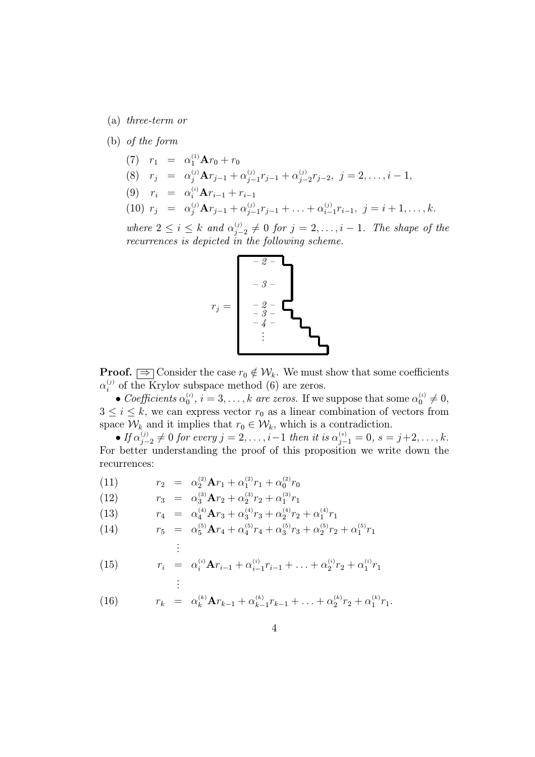(a) *three-term or*

(b) *of the form*

$$
\begin{aligned}
(7)\quad r_1 &= \alpha_1^{(1)}\mathbf{A}r_0 + r_0 \\
(8)\quad r_j &= \alpha_j^{(j)}\mathbf{A}r_{j-1} + \alpha_{j-1}^{(j)}r_{j-1} + \alpha_{j-2}^{(j)}r_{j-2},\ j = 2,\ldots,i-1, \\
(9)\quad r_i &= \alpha_i^{(i)}\mathbf{A}r_{i-1} + r_{i-1} \\
(10)\quad r_j &= \alpha_j^{(j)}\mathbf{A}r_{j-1} + \alpha_{j-1}^{(j)}r_{j-1} + \ldots + \alpha_{i-1}^{(j)}r_{i-1},\ j = i+1,\ldots,k.
\end{aligned}
$$

*where* $2 \le i \le k$ *and* $\alpha_{j-2}^{(j)} \ne 0$ *for* $j = 2,\ldots,i-1$*. The shape of the recurrences is depicted in the following scheme.*

$r_j =$ – 2 – / – 3 – / – 2 – / – 3 – / – 4 – / ⋮

**Proof.** $\boxed{\Rightarrow}$ Consider the case $r_0 \notin \mathcal{W}_k$. We must show that some coefficients $\alpha_i^{(j)}$ of the Krylov subspace method (6) are zeros.

• *Coefficients* $\alpha_0^{(i)}$*,* $i = 3,\ldots,k$ *are zeros.* If we suppose that some $\alpha_0^{(i)} \ne 0$, $3 \le i \le k$, we can express vector $r_0$ as a linear combination of vectors from space $\mathcal{W}_k$ and it implies that $r_0 \in \mathcal{W}_k$, which is a contradiction.

• *If* $\alpha_{j-2}^{(j)} \ne 0$ *for every* $j = 2,\ldots,i-1$ *then it is* $\alpha_{j-1}^{(s)} = 0$*,* $s = j+2,\ldots,k$. For better understanding the proof of this proposition we write down the recurrences:

$$
\begin{aligned}
(11)\qquad r_2 &= \alpha_2^{(2)}\mathbf{A}r_1 + \alpha_1^{(2)}r_1 + \alpha_0^{(2)}r_0 \\
(12)\qquad r_3 &= \alpha_3^{(3)}\mathbf{A}r_2 + \alpha_2^{(3)}r_2 + \alpha_1^{(3)}r_1 \\
(13)\qquad r_4 &= \alpha_4^{(4)}\mathbf{A}r_3 + \alpha_3^{(4)}r_3 + \alpha_2^{(4)}r_2 + \alpha_1^{(4)}r_1 \\
(14)\qquad r_5 &= \alpha_5^{(5)}\mathbf{A}r_4 + \alpha_4^{(5)}r_4 + \alpha_3^{(5)}r_3 + \alpha_2^{(5)}r_2 + \alpha_1^{(5)}r_1 \\
&\ \ \vdots \\
(15)\qquad r_i &= \alpha_i^{(i)}\mathbf{A}r_{i-1} + \alpha_{i-1}^{(i)}r_{i-1} + \ldots + \alpha_2^{(i)}r_2 + \alpha_1^{(i)}r_1 \\
&\ \ \vdots \\
(16)\qquad r_k &= \alpha_k^{(k)}\mathbf{A}r_{k-1} + \alpha_{k-1}^{(k)}r_{k-1} + \ldots + \alpha_2^{(k)}r_2 + \alpha_1^{(k)}r_1.
\end{aligned}
$$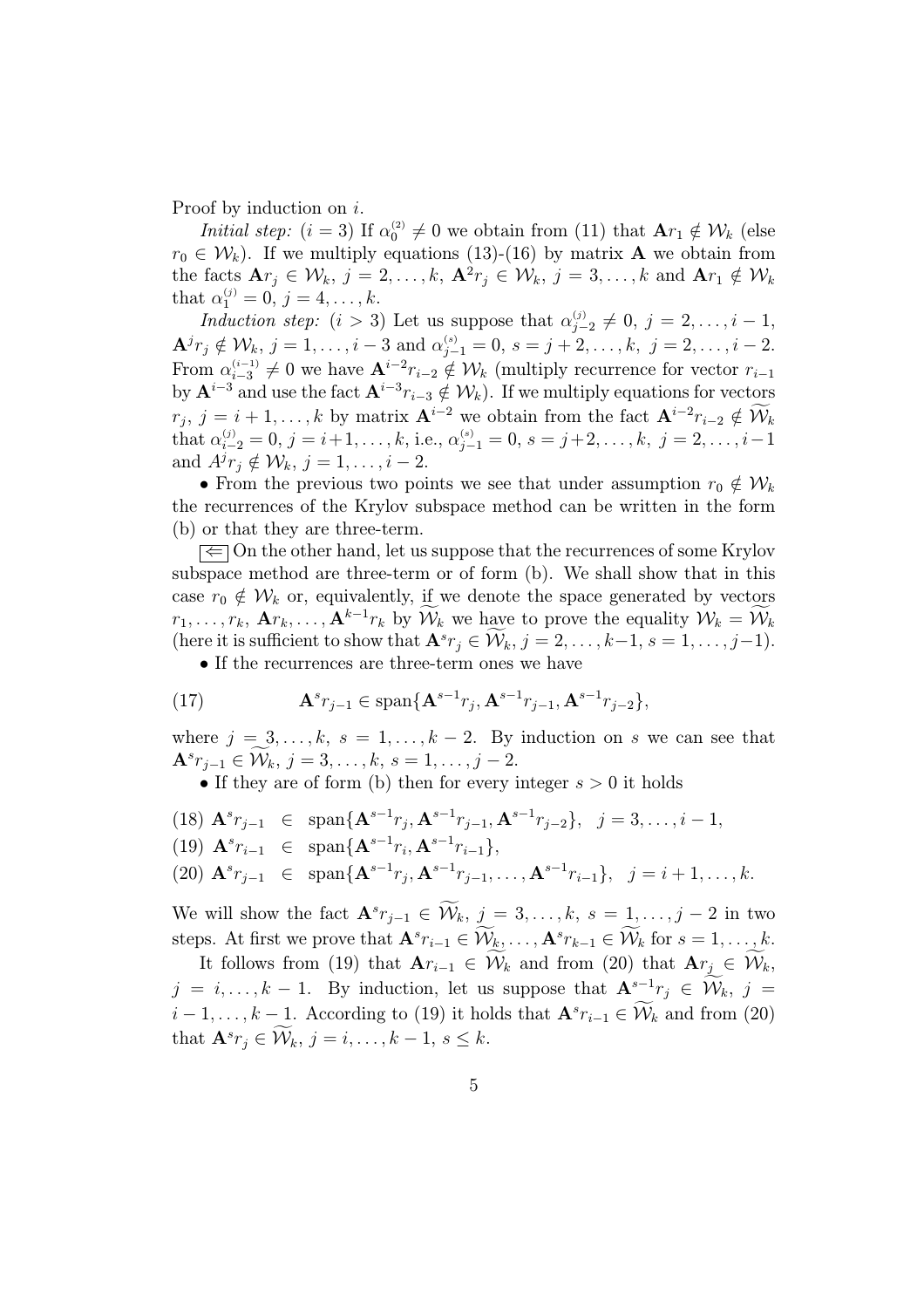Proof by induction on $i$.

*Initial step:* ($i = 3$) If $\alpha_0^{(2)} \neq 0$ we obtain from (11) that $\mathbf{A}r_1 \notin \mathcal{W}_k$ (else $r_0 \in \mathcal{W}_k$). If we multiply equations (13)-(16) by matrix $\mathbf{A}$ we obtain from the facts $\mathbf{A}r_j \in \mathcal{W}_k$, $j = 2, \ldots, k$, $\mathbf{A}^2 r_j \in \mathcal{W}_k$, $j = 3, \ldots, k$ and $\mathbf{A}r_1 \notin \mathcal{W}_k$ that $\alpha_1^{(j)} = 0$, $j = 4, \ldots, k$.

*Induction step:* ($i > 3$) Let us suppose that $\alpha_{j-2}^{(j)} \neq 0$, $j = 2, \ldots, i-1$, $\mathbf{A}^j r_j \notin \mathcal{W}_k$, $j = 1, \ldots, i-3$ and $\alpha_{j-1}^{(s)} = 0$, $s = j+2, \ldots, k$, $j = 2, \ldots, i-2$. From $\alpha_{i-3}^{(i-1)} \neq 0$ we have $\mathbf{A}^{i-2} r_{i-2} \notin \mathcal{W}_k$ (multiply recurrence for vector $r_{i-1}$ by $\mathbf{A}^{i-3}$ and use the fact $\mathbf{A}^{i-3} r_{i-3} \notin \mathcal{W}_k$). If we multiply equations for vectors $r_j$, $j = i+1, \ldots, k$ by matrix $\mathbf{A}^{i-2}$ we obtain from the fact $\mathbf{A}^{i-2} r_{i-2} \notin \widetilde{\mathcal{W}}_k$ that $\alpha_{i-2}^{(j)} = 0$, $j = i+1, \ldots, k$, i.e., $\alpha_{j-1}^{(s)} = 0$, $s = j+2, \ldots, k$, $j = 2, \ldots, i-1$ and $A^j r_j \notin \mathcal{W}_k$, $j = 1, \ldots, i-2$.

• From the previous two points we see that under assumption $r_0 \notin \mathcal{W}_k$ the recurrences of the Krylov subspace method can be written in the form (b) or that they are three-term.

$\boxed{\Leftarrow}$ On the other hand, let us suppose that the recurrences of some Krylov subspace method are three-term or of form (b). We shall show that in this case $r_0 \notin \mathcal{W}_k$ or, equivalently, if we denote the space generated by vectors $r_1, \ldots, r_k$, $\mathbf{A}r_k, \ldots, \mathbf{A}^{k-1} r_k$ by $\widetilde{\mathcal{W}}_k$ we have to prove the equality $\mathcal{W}_k = \widetilde{\mathcal{W}}_k$ (here it is sufficient to show that $\mathbf{A}^s r_j \in \widetilde{\mathcal{W}}_k$, $j = 2, \ldots, k-1$, $s = 1, \ldots, j-1$).

• If the recurrences are three-term ones we have

$$\mathbf{A}^s r_{j-1} \in \operatorname{span}\{\mathbf{A}^{s-1} r_j, \mathbf{A}^{s-1} r_{j-1}, \mathbf{A}^{s-1} r_{j-2}\}, \tag{17}$$

where $j = 3, \ldots, k$, $s = 1, \ldots, k-2$. By induction on $s$ we can see that $\mathbf{A}^s r_{j-1} \in \widetilde{\mathcal{W}}_k$, $j = 3, \ldots, k$, $s = 1, \ldots, j-2$.

• If they are of form (b) then for every integer $s > 0$ it holds

$$\mathbf{A}^s r_{j-1} \in \operatorname{span}\{\mathbf{A}^{s-1} r_j, \mathbf{A}^{s-1} r_{j-1}, \mathbf{A}^{s-1} r_{j-2}\}, \quad j = 3, \ldots, i-1, \tag{18}$$

$$\mathbf{A}^s r_{i-1} \in \operatorname{span}\{\mathbf{A}^{s-1} r_i, \mathbf{A}^{s-1} r_{i-1}\}, \tag{19}$$

$$\mathbf{A}^s r_{j-1} \in \operatorname{span}\{\mathbf{A}^{s-1} r_j, \mathbf{A}^{s-1} r_{j-1}, \ldots, \mathbf{A}^{s-1} r_{i-1}\}, \quad j = i+1, \ldots, k. \tag{20}$$

We will show the fact $\mathbf{A}^s r_{j-1} \in \widetilde{\mathcal{W}}_k$, $j = 3, \ldots, k$, $s = 1, \ldots, j-2$ in two steps. At first we prove that $\mathbf{A}^s r_{i-1} \in \widetilde{\mathcal{W}}_k, \ldots, \mathbf{A}^s r_{k-1} \in \widetilde{\mathcal{W}}_k$ for $s = 1, \ldots, k$.

It follows from (19) that $\mathbf{A}r_{i-1} \in \widetilde{\mathcal{W}}_k$ and from (20) that $\mathbf{A}r_j \in \widetilde{\mathcal{W}}_k$, $j = i, \ldots, k-1$. By induction, let us suppose that $\mathbf{A}^{s-1} r_j \in \widetilde{\mathcal{W}}_k$, $j = i-1, \ldots, k-1$. According to (19) it holds that $\mathbf{A}^s r_{i-1} \in \widetilde{\mathcal{W}}_k$ and from (20) that $\mathbf{A}^s r_j \in \widetilde{\mathcal{W}}_k$, $j = i, \ldots, k-1$, $s \leq k$.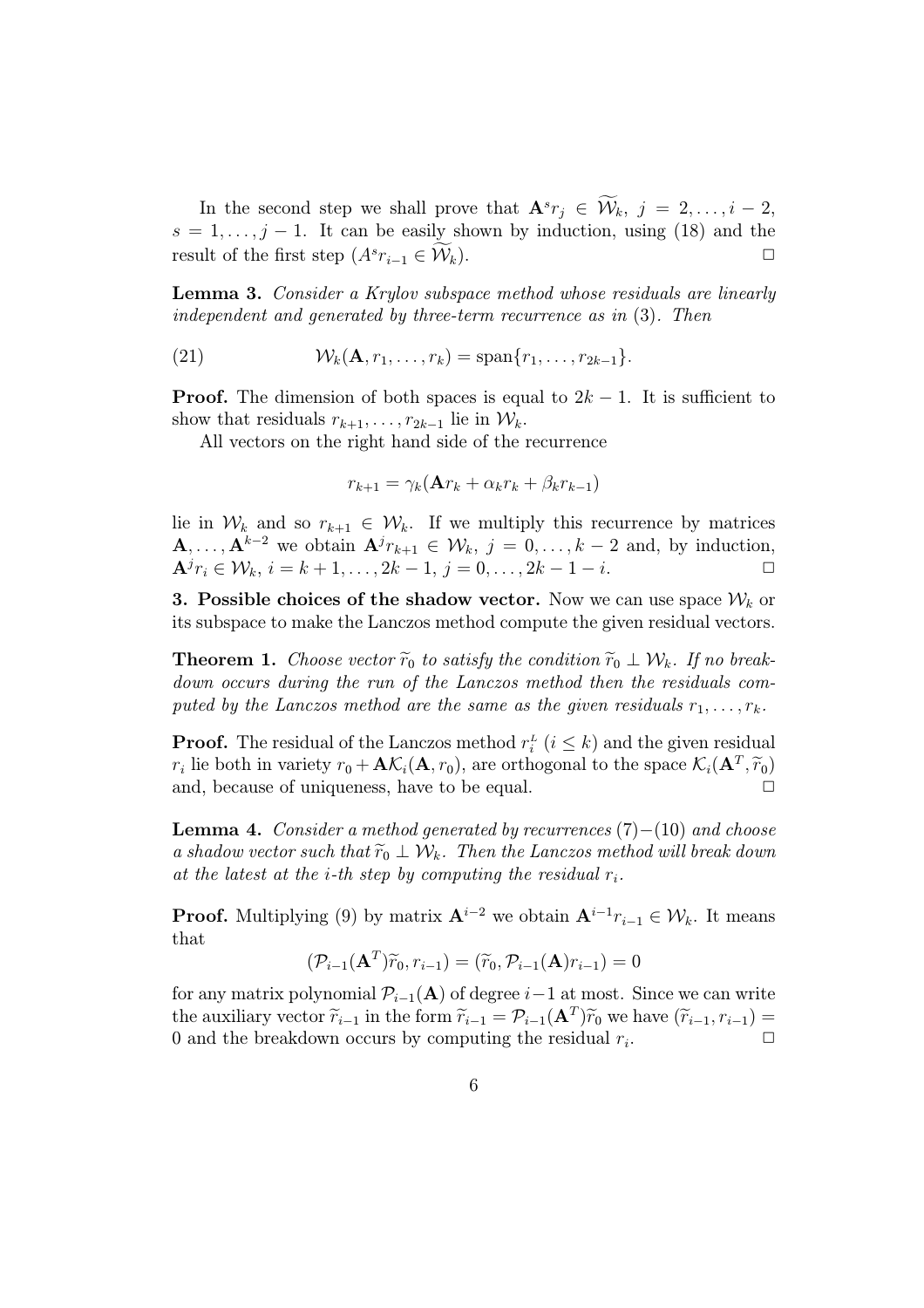In the second step we shall prove that $\mathbf{A}^s r_j \in \widetilde{\mathcal{W}}_k$, $j = 2, \ldots, i-2$, $s = 1, \ldots, j-1$. It can be easily shown by induction, using (18) and the result of the first step ($A^s r_{i-1} \in \widetilde{\mathcal{W}}_k$). $\square$

**Lemma 3.** *Consider a Krylov subspace method whose residuals are linearly independent and generated by three-term recurrence as in* (3). *Then*

$$\mathcal{W}_k(\mathbf{A}, r_1, \ldots, r_k) = \operatorname{span}\{r_1, \ldots, r_{2k-1}\}. \tag{21}$$

**Proof.** The dimension of both spaces is equal to $2k-1$. It is sufficient to show that residuals $r_{k+1}, \ldots, r_{2k-1}$ lie in $\mathcal{W}_k$.

All vectors on the right hand side of the recurrence

$$r_{k+1} = \gamma_k(\mathbf{A}r_k + \alpha_k r_k + \beta_k r_{k-1})$$

lie in $\mathcal{W}_k$ and so $r_{k+1} \in \mathcal{W}_k$. If we multiply this recurrence by matrices $\mathbf{A}, \ldots, \mathbf{A}^{k-2}$ we obtain $\mathbf{A}^j r_{k+1} \in \mathcal{W}_k$, $j = 0, \ldots, k-2$ and, by induction, $\mathbf{A}^j r_i \in \mathcal{W}_k$, $i = k+1, \ldots, 2k-1$, $j = 0, \ldots, 2k-1-i$. $\square$

**3. Possible choices of the shadow vector.** Now we can use space $\mathcal{W}_k$ or its subspace to make the Lanczos method compute the given residual vectors.

**Theorem 1.** *Choose vector $\widetilde{r}_0$ to satisfy the condition $\widetilde{r}_0 \perp \mathcal{W}_k$. If no breakdown occurs during the run of the Lanczos method then the residuals computed by the Lanczos method are the same as the given residuals $r_1, \ldots, r_k$.*

**Proof.** The residual of the Lanczos method $r_i^L$ ($i \leq k$) and the given residual $r_i$ lie both in variety $r_0 + \mathbf{A}\mathcal{K}_i(\mathbf{A}, r_0)$, are orthogonal to the space $\mathcal{K}_i(\mathbf{A}^T, \widetilde{r}_0)$ and, because of uniqueness, have to be equal. $\square$

**Lemma 4.** *Consider a method generated by recurrences* (7)$-$(10) *and choose a shadow vector such that $\widetilde{r}_0 \perp \mathcal{W}_k$. Then the Lanczos method will break down at the latest at the $i$-th step by computing the residual $r_i$.*

**Proof.** Multiplying (9) by matrix $\mathbf{A}^{i-2}$ we obtain $\mathbf{A}^{i-1} r_{i-1} \in \mathcal{W}_k$. It means that

$$(\mathcal{P}_{i-1}(\mathbf{A}^T)\widetilde{r}_0, r_{i-1}) = (\widetilde{r}_0, \mathcal{P}_{i-1}(\mathbf{A}) r_{i-1}) = 0$$

for any matrix polynomial $\mathcal{P}_{i-1}(\mathbf{A})$ of degree $i-1$ at most. Since we can write the auxiliary vector $\widetilde{r}_{i-1}$ in the form $\widetilde{r}_{i-1} = \mathcal{P}_{i-1}(\mathbf{A}^T)\widetilde{r}_0$ we have $(\widetilde{r}_{i-1}, r_{i-1}) = 0$ and the breakdown occurs by computing the residual $r_i$. $\square$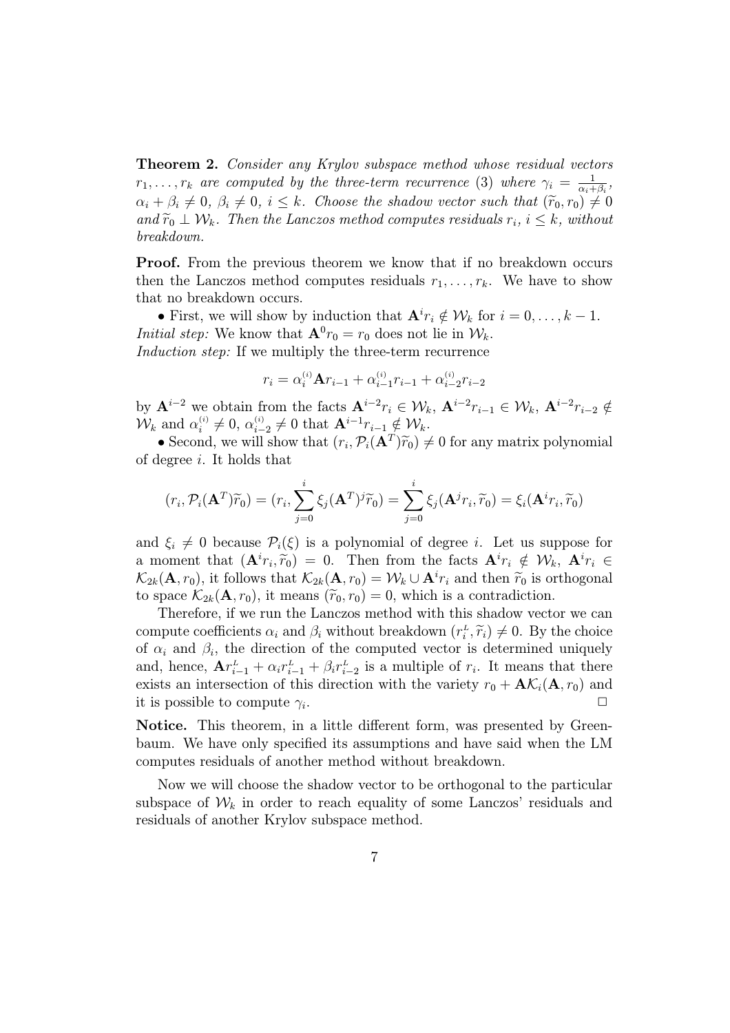**Theorem 2.** *Consider any Krylov subspace method whose residual vectors $r_1, \ldots, r_k$ are computed by the three-term recurrence (3) where $\gamma_i = \frac{1}{\alpha_i + \beta_i}$, $\alpha_i + \beta_i \neq 0$, $\beta_i \neq 0$, $i \leq k$. Choose the shadow vector such that $(\widetilde{r}_0, r_0) \neq 0$ and $\widetilde{r}_0 \perp \mathcal{W}_k$. Then the Lanczos method computes residuals $r_i$, $i \leq k$, without breakdown.*

**Proof.** From the previous theorem we know that if no breakdown occurs then the Lanczos method computes residuals $r_1, \ldots, r_k$. We have to show that no breakdown occurs.

• First, we will show by induction that $\mathbf{A}^i r_i \notin \mathcal{W}_k$ for $i = 0, \ldots, k-1$.
*Initial step:* We know that $\mathbf{A}^0 r_0 = r_0$ does not lie in $\mathcal{W}_k$.
*Induction step:* If we multiply the three-term recurrence

$$r_i = \alpha_i^{(i)} \mathbf{A} r_{i-1} + \alpha_{i-1}^{(i)} r_{i-1} + \alpha_{i-2}^{(i)} r_{i-2}$$

by $\mathbf{A}^{i-2}$ we obtain from the facts $\mathbf{A}^{i-2} r_i \in \mathcal{W}_k$, $\mathbf{A}^{i-2} r_{i-1} \in \mathcal{W}_k$, $\mathbf{A}^{i-2} r_{i-2} \notin \mathcal{W}_k$ and $\alpha_i^{(i)} \neq 0$, $\alpha_{i-2}^{(i)} \neq 0$ that $\mathbf{A}^{i-1} r_{i-1} \notin \mathcal{W}_k$.

• Second, we will show that $(r_i, \mathcal{P}_i(\mathbf{A}^T)\widetilde{r}_0) \neq 0$ for any matrix polynomial of degree $i$. It holds that

$$(r_i, \mathcal{P}_i(\mathbf{A}^T)\widetilde{r}_0) = (r_i, \sum_{j=0}^{i} \xi_j (\mathbf{A}^T)^j \widetilde{r}_0) = \sum_{j=0}^{i} \xi_j (\mathbf{A}^j r_i, \widetilde{r}_0) = \xi_i (\mathbf{A}^i r_i, \widetilde{r}_0)$$

and $\xi_i \neq 0$ because $\mathcal{P}_i(\xi)$ is a polynomial of degree $i$. Let us suppose for a moment that $(\mathbf{A}^i r_i, \widetilde{r}_0) = 0$. Then from the facts $\mathbf{A}^i r_i \notin \mathcal{W}_k$, $\mathbf{A}^i r_i \in \mathcal{K}_{2k}(\mathbf{A}, r_0)$, it follows that $\mathcal{K}_{2k}(\mathbf{A}, r_0) = \mathcal{W}_k \cup \mathbf{A}^i r_i$ and then $\widetilde{r}_0$ is orthogonal to space $\mathcal{K}_{2k}(\mathbf{A}, r_0)$, it means $(\widetilde{r}_0, r_0) = 0$, which is a contradiction.

Therefore, if we run the Lanczos method with this shadow vector we can compute coefficients $\alpha_i$ and $\beta_i$ without breakdown $(r_i^L, \widetilde{r}_i) \neq 0$. By the choice of $\alpha_i$ and $\beta_i$, the direction of the computed vector is determined uniquely and, hence, $\mathbf{A} r_{i-1}^L + \alpha_i r_{i-1}^L + \beta_i r_{i-2}^L$ is a multiple of $r_i$. It means that there exists an intersection of this direction with the variety $r_0 + \mathbf{A}\mathcal{K}_i(\mathbf{A}, r_0)$ and it is possible to compute $\gamma_i$. $\square$

**Notice.** This theorem, in a little different form, was presented by Greenbaum. We have only specified its assumptions and have said when the LM computes residuals of another method without breakdown.

Now we will choose the shadow vector to be orthogonal to the particular subspace of $\mathcal{W}_k$ in order to reach equality of some Lanczos' residuals and residuals of another Krylov subspace method.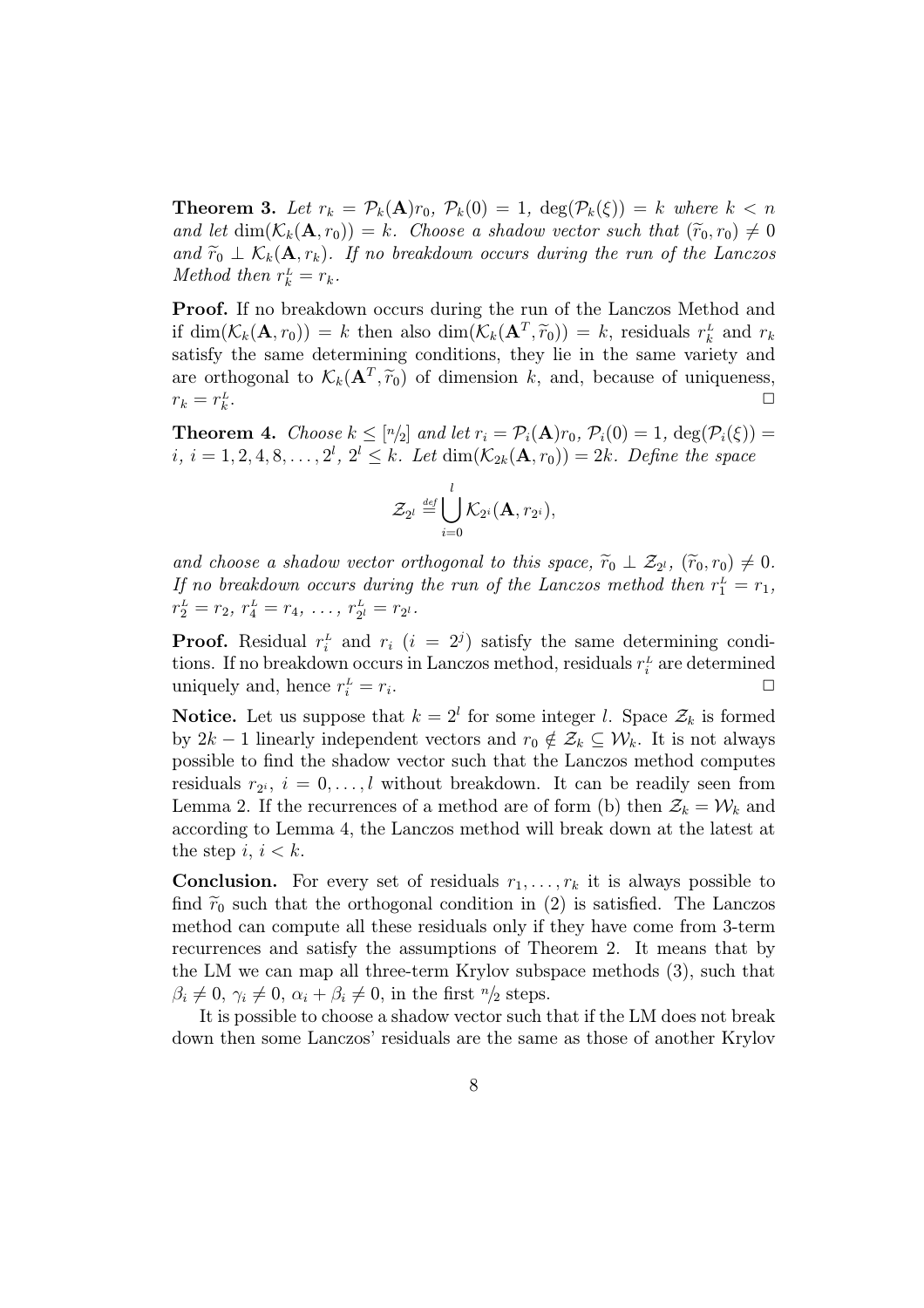**Theorem 3.** *Let $r_k = \mathcal{P}_k(\mathbf{A})r_0$, $\mathcal{P}_k(0) = 1$, $\deg(\mathcal{P}_k(\xi)) = k$ where $k < n$ and let $\dim(\mathcal{K}_k(\mathbf{A}, r_0)) = k$. Choose a shadow vector such that $(\widetilde{r}_0, r_0) \neq 0$ and $\widetilde{r}_0 \perp \mathcal{K}_k(\mathbf{A}, r_k)$. If no breakdown occurs during the run of the Lanczos Method then $r_k^L = r_k$.*

**Proof.** If no breakdown occurs during the run of the Lanczos Method and if $\dim(\mathcal{K}_k(\mathbf{A}, r_0)) = k$ then also $\dim(\mathcal{K}_k(\mathbf{A}^T, \widetilde{r}_0)) = k$, residuals $r_k^L$ and $r_k$ satisfy the same determining conditions, they lie in the same variety and are orthogonal to $\mathcal{K}_k(\mathbf{A}^T, \widetilde{r}_0)$ of dimension $k$, and, because of uniqueness, $r_k = r_k^L$. □

**Theorem 4.** *Choose $k \leq [n/2]$ and let $r_i = \mathcal{P}_i(\mathbf{A})r_0$, $\mathcal{P}_i(0) = 1$, $\deg(\mathcal{P}_i(\xi)) = i$, $i = 1, 2, 4, 8, \ldots, 2^l$, $2^l \leq k$. Let $\dim(\mathcal{K}_{2k}(\mathbf{A}, r_0)) = 2k$. Define the space*

$$\mathcal{Z}_{2^l} \stackrel{def}{=} \bigcup_{i=0}^{l} \mathcal{K}_{2^i}(\mathbf{A}, r_{2^i}),$$

*and choose a shadow vector orthogonal to this space, $\widetilde{r}_0 \perp \mathcal{Z}_{2^l}$, $(\widetilde{r}_0, r_0) \neq 0$. If no breakdown occurs during the run of the Lanczos method then $r_1^L = r_1$, $r_2^L = r_2$, $r_4^L = r_4$, $\ldots$, $r_{2^l}^L = r_{2^l}$.*

**Proof.** Residual $r_i^L$ and $r_i$ ($i = 2^j$) satisfy the same determining conditions. If no breakdown occurs in Lanczos method, residuals $r_i^L$ are determined uniquely and, hence $r_i^L = r_i$. □

**Notice.** Let us suppose that $k = 2^l$ for some integer $l$. Space $\mathcal{Z}_k$ is formed by $2k - 1$ linearly independent vectors and $r_0 \notin \mathcal{Z}_k \subseteq \mathcal{W}_k$. It is not always possible to find the shadow vector such that the Lanczos method computes residuals $r_{2^i}$, $i = 0, \ldots, l$ without breakdown. It can be readily seen from Lemma 2. If the recurrences of a method are of form (b) then $\mathcal{Z}_k = \mathcal{W}_k$ and according to Lemma 4, the Lanczos method will break down at the latest at the step $i$, $i < k$.

**Conclusion.** For every set of residuals $r_1, \ldots, r_k$ it is always possible to find $\widetilde{r}_0$ such that the orthogonal condition in (2) is satisfied. The Lanczos method can compute all these residuals only if they have come from 3-term recurrences and satisfy the assumptions of Theorem 2. It means that by the LM we can map all three-term Krylov subspace methods (3), such that $\beta_i \neq 0$, $\gamma_i \neq 0$, $\alpha_i + \beta_i \neq 0$, in the first $n/2$ steps.

It is possible to choose a shadow vector such that if the LM does not break down then some Lanczos' residuals are the same as those of another Krylov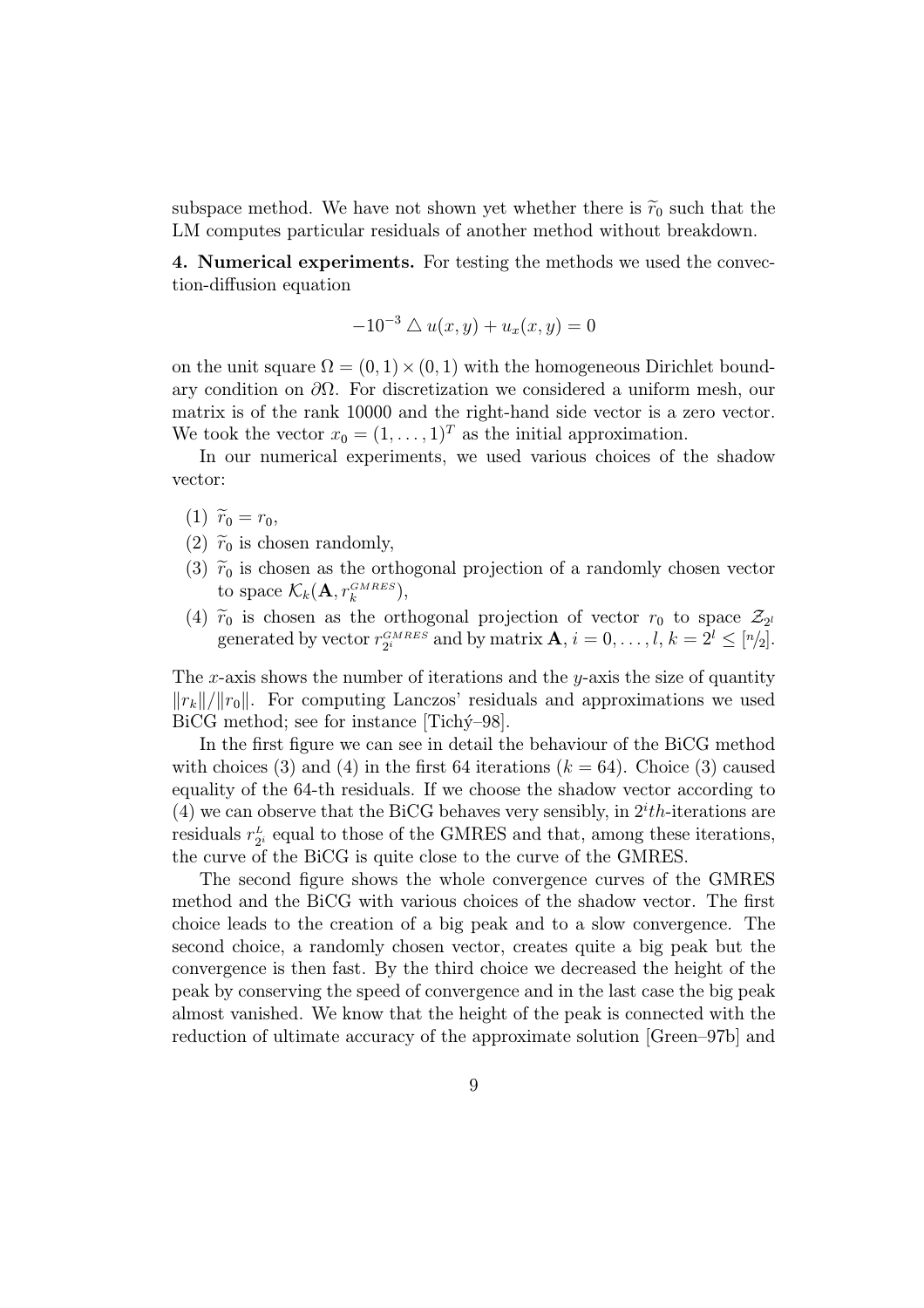subspace method. We have not shown yet whether there is $\widetilde{r}_0$ such that the LM computes particular residuals of another method without breakdown.

**4. Numerical experiments.** For testing the methods we used the convection-diffusion equation

$$-10^{-3} \triangle u(x,y) + u_x(x,y) = 0$$

on the unit square $\Omega = (0,1) \times (0,1)$ with the homogeneous Dirichlet boundary condition on $\partial\Omega$. For discretization we considered a uniform mesh, our matrix is of the rank 10000 and the right-hand side vector is a zero vector. We took the vector $x_0 = (1, \ldots, 1)^T$ as the initial approximation.

In our numerical experiments, we used various choices of the shadow vector:

(1) $\widetilde{r}_0 = r_0$,

(2) $\widetilde{r}_0$ is chosen randomly,

(3) $\widetilde{r}_0$ is chosen as the orthogonal projection of a randomly chosen vector to space $\mathcal{K}_k(\mathbf{A}, r_k^{GMRES})$,

(4) $\widetilde{r}_0$ is chosen as the orthogonal projection of vector $r_0$ to space $\mathcal{Z}_{2^l}$ generated by vector $r_{2^i}^{GMRES}$ and by matrix $\mathbf{A}$, $i = 0, \ldots, l$, $k = 2^l \leq [n/2]$.

The $x$-axis shows the number of iterations and the $y$-axis the size of quantity $\|r_k\|/\|r_0\|$. For computing Lanczos' residuals and approximations we used BiCG method; see for instance [Tichý–98].

In the first figure we can see in detail the behaviour of the BiCG method with choices (3) and (4) in the first 64 iterations ($k = 64$). Choice (3) caused equality of the 64-th residuals. If we choose the shadow vector according to (4) we can observe that the BiCG behaves very sensibly, in $2^i th$-iterations are residuals $r_{2^i}^L$ equal to those of the GMRES and that, among these iterations, the curve of the BiCG is quite close to the curve of the GMRES.

The second figure shows the whole convergence curves of the GMRES method and the BiCG with various choices of the shadow vector. The first choice leads to the creation of a big peak and to a slow convergence. The second choice, a randomly chosen vector, creates quite a big peak but the convergence is then fast. By the third choice we decreased the height of the peak by conserving the speed of convergence and in the last case the big peak almost vanished. We know that the height of the peak is connected with the reduction of ultimate accuracy of the approximate solution [Green–97b] and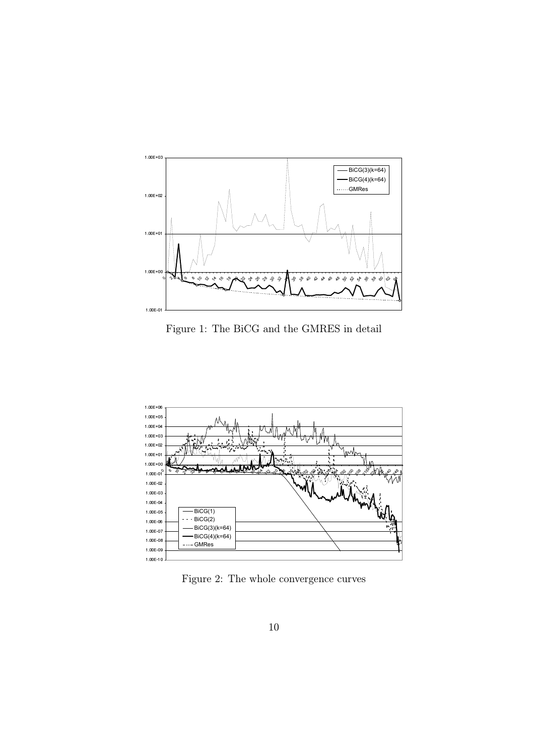Figure 1: The BiCG and the GMRES in detail

Figure 2: The whole convergence curves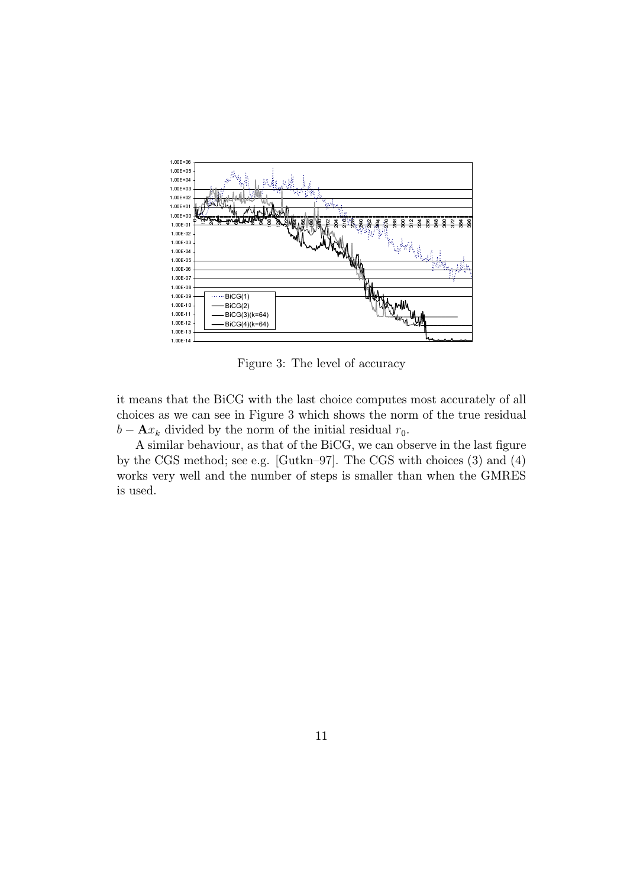Figure 3: The level of accuracy

it means that the BiCG with the last choice computes most accurately of all choices as we can see in Figure 3 which shows the norm of the true residual $b - \mathbf{A}x_k$ divided by the norm of the initial residual $r_0$.

A similar behaviour, as that of the BiCG, we can observe in the last figure by the CGS method; see e.g. [Gutkn–97]. The CGS with choices (3) and (4) works very well and the number of steps is smaller than when the GMRES is used.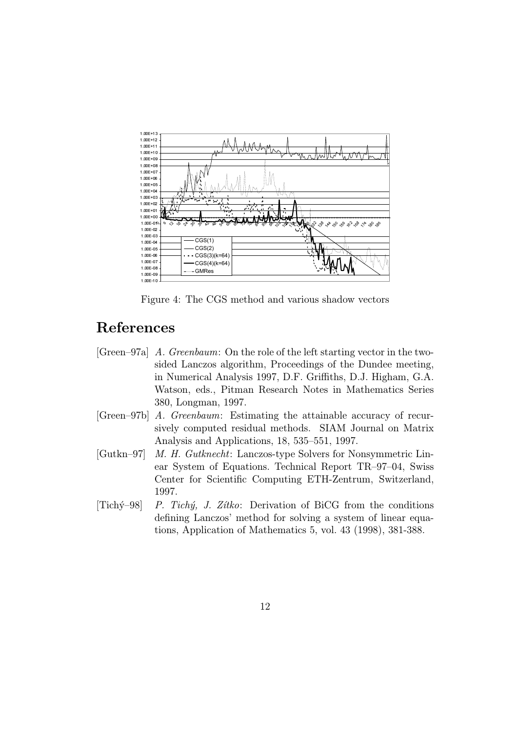1.00E+13
1.00E+12
1.00E+11
1.00E+10
1.00E+09
1.00E+08
1.00E+07
1.00E+06
1.00E+05
1.00E+04
1.00E+03
1.00E+02
1.00E+01
1.00E+00
1.00E-01
1.00E-02
1.00E-03
1.00E-04
1.00E-05
1.00E-06
1.00E-07
1.00E-08
1.00E-09
1.00E-10

CGS(1)
CGS(2)
CGS(3)(k=64)
CGS(4)(k=64)
GMRes

Figure 4: The CGS method and various shadow vectors

# References

[Green–97a] *A. Greenbaum*: On the role of the left starting vector in the two-sided Lanczos algorithm, Proceedings of the Dundee meeting, in Numerical Analysis 1997, D.F. Griffiths, D.J. Higham, G.A. Watson, eds., Pitman Research Notes in Mathematics Series 380, Longman, 1997.

[Green–97b] *A. Greenbaum*: Estimating the attainable accuracy of recursively computed residual methods. SIAM Journal on Matrix Analysis and Applications, 18, 535–551, 1997.

[Gutkn–97] *M. H. Gutknecht*: Lanczos-type Solvers for Nonsymmetric Linear System of Equations. Technical Report TR–97–04, Swiss Center for Scientific Computing ETH-Zentrum, Switzerland, 1997.

[Tichý–98] *P. Tichý, J. Zítko*: Derivation of BiCG from the conditions defining Lanczos' method for solving a system of linear equations, Application of Mathematics 5, vol. 43 (1998), 381-388.